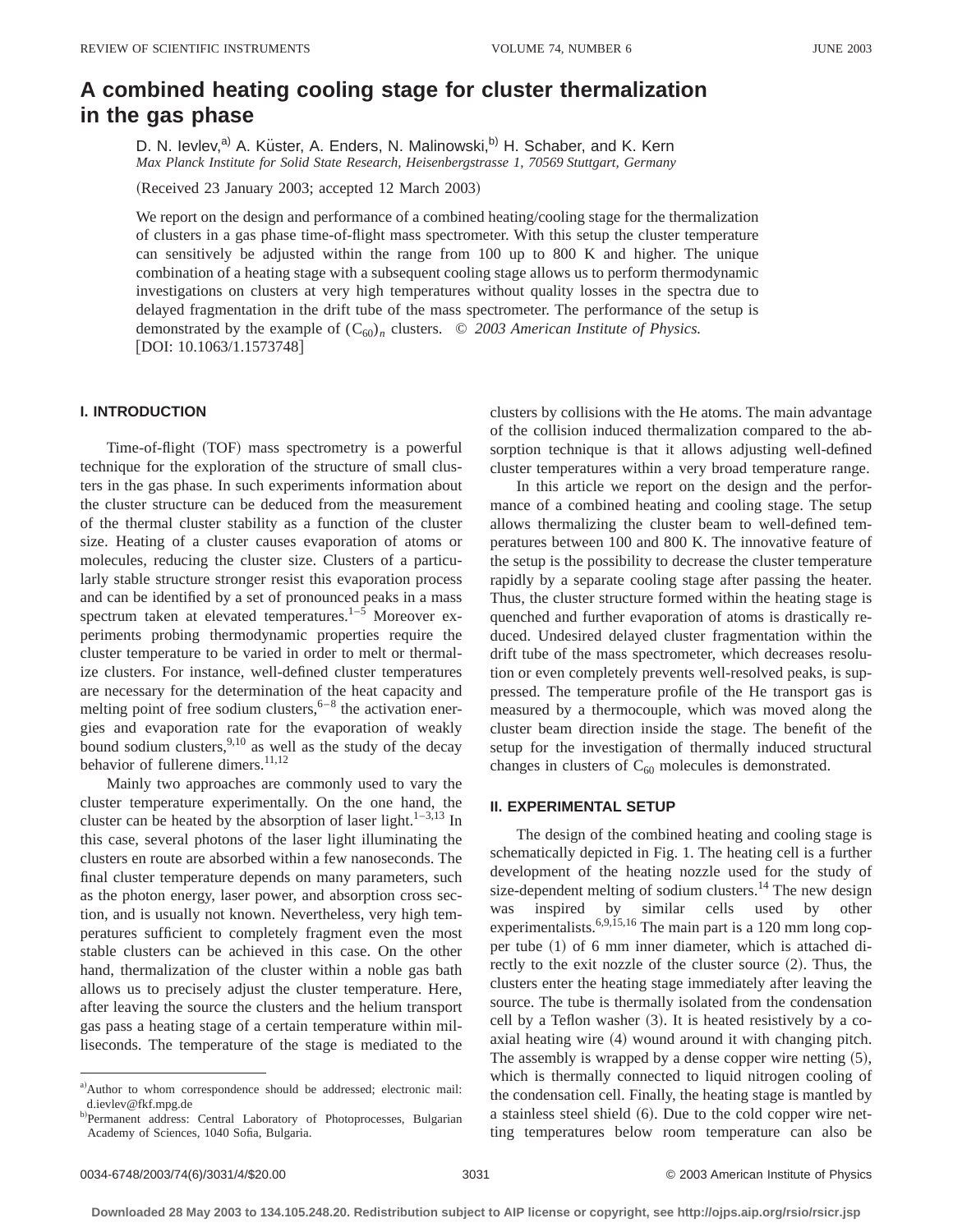# A combined heating cooling stage for cluster thermalization in the gas phase

D. N. Ievlev,[a] A. Küster, A. Enders, N. Malinowski,[b] H. Schaber, and K. Kern

*Max Planck Institute for Solid State Research, Heisenbergstrasse 1, 70569 Stuttgart, Germany*

(Received 23 January 2003; accepted 12 March 2003)

We report on the design and performance of a combined heating/cooling stage for the thermalization of clusters in a gas phase time-of-flight mass spectrometer. With this setup the cluster temperature can sensitively be adjusted within the range from 100 up to 800 K and higher. The unique combination of a heating stage with a subsequent cooling stage allows us to perform thermodynamic investigations on clusters at very high temperatures without quality losses in the spectra due to delayed fragmentation in the drift tube of the mass spectrometer. The performance of the setup is demonstrated by the example of $(C_{60})_n$ clusters. © *2003 American Institute of Physics.* [DOI: 10.1063/1.1573748]

## I. INTRODUCTION

Time-of-flight (TOF) mass spectrometry is a powerful technique for the exploration of the structure of small clusters in the gas phase. In such experiments information about the cluster structure can be deduced from the measurement of the thermal cluster stability as a function of the cluster size. Heating of a cluster causes evaporation of atoms or molecules, reducing the cluster size. Clusters of a particularly stable structure stronger resist this evaporation process and can be identified by a set of pronounced peaks in a mass spectrum taken at elevated temperatures.[1–5] Moreover experiments probing thermodynamic properties require the cluster temperature to be varied in order to melt or thermalize clusters. For instance, well-defined cluster temperatures are necessary for the determination of the heat capacity and melting point of free sodium clusters,[6–8] the activation energies and evaporation rate for the evaporation of weakly bound sodium clusters,[9,10] as well as the study of the decay behavior of fullerene dimers.[11,12]

Mainly two approaches are commonly used to vary the cluster temperature experimentally. On the one hand, the cluster can be heated by the absorption of laser light.[1–3,13] In this case, several photons of the laser light illuminating the clusters en route are absorbed within a few nanoseconds. The final cluster temperature depends on many parameters, such as the photon energy, laser power, and absorption cross section, and is usually not known. Nevertheless, very high temperatures sufficient to completely fragment even the most stable clusters can be achieved in this case. On the other hand, thermalization of the cluster within a noble gas bath allows us to precisely adjust the cluster temperature. Here, after leaving the source the clusters and the helium transport gas pass a heating stage of a certain temperature within milliseconds. The temperature of the stage is mediated to the clusters by collisions with the He atoms. The main advantage of the collision induced thermalization compared to the absorption technique is that it allows adjusting well-defined cluster temperatures within a very broad temperature range.

In this article we report on the design and the performance of a combined heating and cooling stage. The setup allows thermalizing the cluster beam to well-defined temperatures between 100 and 800 K. The innovative feature of the setup is the possibility to decrease the cluster temperature rapidly by a separate cooling stage after passing the heater. Thus, the cluster structure formed within the heating stage is quenched and further evaporation of atoms is drastically reduced. Undesired delayed cluster fragmentation within the drift tube of the mass spectrometer, which decreases resolution or even completely prevents well-resolved peaks, is suppressed. The temperature profile of the He transport gas is measured by a thermocouple, which was moved along the cluster beam direction inside the stage. The benefit of the setup for the investigation of thermally induced structural changes in clusters of $C_{60}$ molecules is demonstrated.

## II. EXPERIMENTAL SETUP

The design of the combined heating and cooling stage is schematically depicted in Fig. 1. The heating cell is a further development of the heating nozzle used for the study of size-dependent melting of sodium clusters.[14] The new design was inspired by similar cells used by other experimentalists.[6,9,15,16] The main part is a 120 mm long copper tube (1) of 6 mm inner diameter, which is attached directly to the exit nozzle of the cluster source (2). Thus, the clusters enter the heating stage immediately after leaving the source. The tube is thermally isolated from the condensation cell by a Teflon washer (3). It is heated resistively by a coaxial heating wire (4) wound around it with changing pitch. The assembly is wrapped by a dense copper wire netting (5), which is thermally connected to liquid nitrogen cooling of the condensation cell. Finally, the heating stage is mantled by a stainless steel shield (6). Due to the cold copper wire netting temperatures below room temperature can also be

[a] Author to whom correspondence should be addressed; electronic mail: d.ievlev@fkf.mpg.de

[b] Permanent address: Central Laboratory of Photoprocesses, Bulgarian Academy of Sciences, 1040 Sofia, Bulgaria.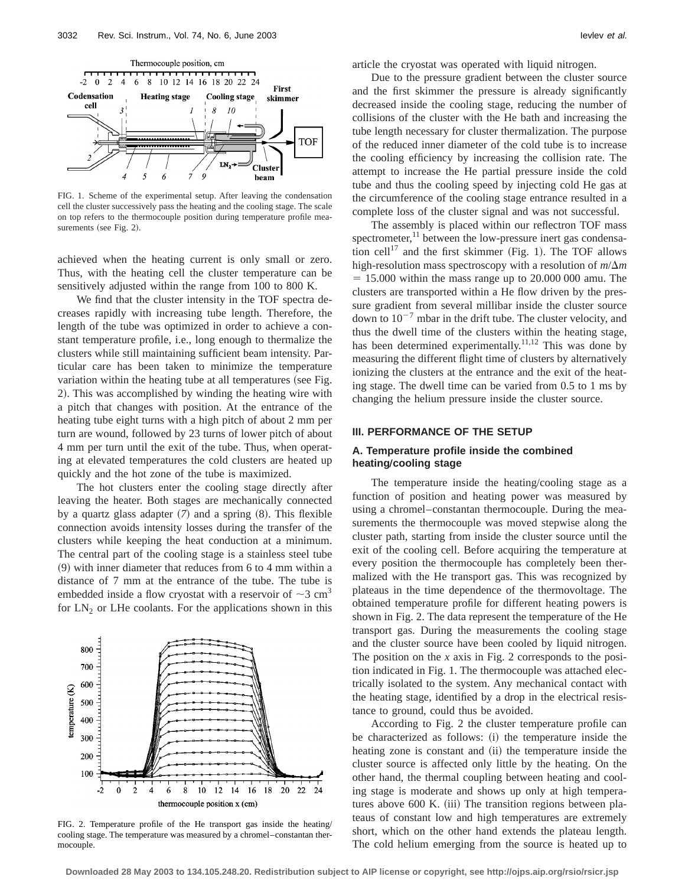FIG. 1. Scheme of the experimental setup. After leaving the condensation cell the cluster successively pass the heating and the cooling stage. The scale on top refers to the thermocouple position during temperature profile measurements (see Fig. 2).

achieved when the heating current is only small or zero. Thus, with the heating cell the cluster temperature can be sensitively adjusted within the range from 100 to 800 K.

We find that the cluster intensity in the TOF spectra decreases rapidly with increasing tube length. Therefore, the length of the tube was optimized in order to achieve a constant temperature profile, i.e., long enough to thermalize the clusters while still maintaining sufficient beam intensity. Particular care has been taken to minimize the temperature variation within the heating tube at all temperatures (see Fig. 2). This was accomplished by winding the heating wire with a pitch that changes with position. At the entrance of the heating tube eight turns with a high pitch of about 2 mm per turn are wound, followed by 23 turns of lower pitch of about 4 mm per turn until the exit of the tube. Thus, when operating at elevated temperatures the cold clusters are heated up quickly and the hot zone of the tube is maximized.

The hot clusters enter the cooling stage directly after leaving the heater. Both stages are mechanically connected by a quartz glass adapter (7) and a spring (8). This flexible connection avoids intensity losses during the transfer of the clusters while keeping the heat conduction at a minimum. The central part of the cooling stage is a stainless steel tube (9) with inner diameter that reduces from 6 to 4 mm within a distance of 7 mm at the entrance of the tube. The tube is embedded inside a flow cryostat with a reservoir of $\sim 3\ \text{cm}^3$ for $LN_2$ or LHe coolants. For the applications shown in this

FIG. 2. Temperature profile of the He transport gas inside the heating/cooling stage. The temperature was measured by a chromel–constantan thermocouple.

article the cryostat was operated with liquid nitrogen.

Due to the pressure gradient between the cluster source and the first skimmer the pressure is already significantly decreased inside the cooling stage, reducing the number of collisions of the cluster with the He bath and increasing the tube length necessary for cluster thermalization. The purpose of the reduced inner diameter of the cold tube is to increase the cooling efficiency by increasing the collision rate. The attempt to increase the He partial pressure inside the cold tube and thus the cooling speed by injecting cold He gas at the circumference of the cooling stage entrance resulted in a complete loss of the cluster signal and was not successful.

The assembly is placed within our reflectron TOF mass spectrometer,[11] between the low-pressure inert gas condensation cell[17] and the first skimmer (Fig. 1). The TOF allows high-resolution mass spectroscopy with a resolution of $m/\Delta m = 15.000$ within the mass range up to 20.000 000 amu. The clusters are transported within a He flow driven by the pressure gradient from several millibar inside the cluster source down to $10^{-7}$ mbar in the drift tube. The cluster velocity, and thus the dwell time of the clusters within the heating stage, has been determined experimentally.[11,12] This was done by measuring the different flight time of clusters by alternatively ionizing the clusters at the entrance and the exit of the heating stage. The dwell time can be varied from 0.5 to 1 ms by changing the helium pressure inside the cluster source.

## III. PERFORMANCE OF THE SETUP

### A. Temperature profile inside the combined heating/cooling stage

The temperature inside the heating/cooling stage as a function of position and heating power was measured by using a chromel–constantan thermocouple. During the measurements the thermocouple was moved stepwise along the cluster path, starting from inside the cluster source until the exit of the cooling cell. Before acquiring the temperature at every position the thermocouple has completely been thermalized with the He transport gas. This was recognized by plateaus in the time dependence of the thermovoltage. The obtained temperature profile for different heating powers is shown in Fig. 2. The data represent the temperature of the He transport gas. During the measurements the cooling stage and the cluster source have been cooled by liquid nitrogen. The position on the *x* axis in Fig. 2 corresponds to the position indicated in Fig. 1. The thermocouple was attached electrically isolated to the system. Any mechanical contact with the heating stage, identified by a drop in the electrical resistance to ground, could thus be avoided.

According to Fig. 2 the cluster temperature profile can be characterized as follows: (i) the temperature inside the heating zone is constant and (ii) the temperature inside the cluster source is affected only little by the heating. On the other hand, the thermal coupling between heating and cooling stage is moderate and shows up only at high temperatures above 600 K. (iii) The transition regions between plateaus of constant low and high temperatures are extremely short, which on the other hand extends the plateau length. The cold helium emerging from the source is heated up to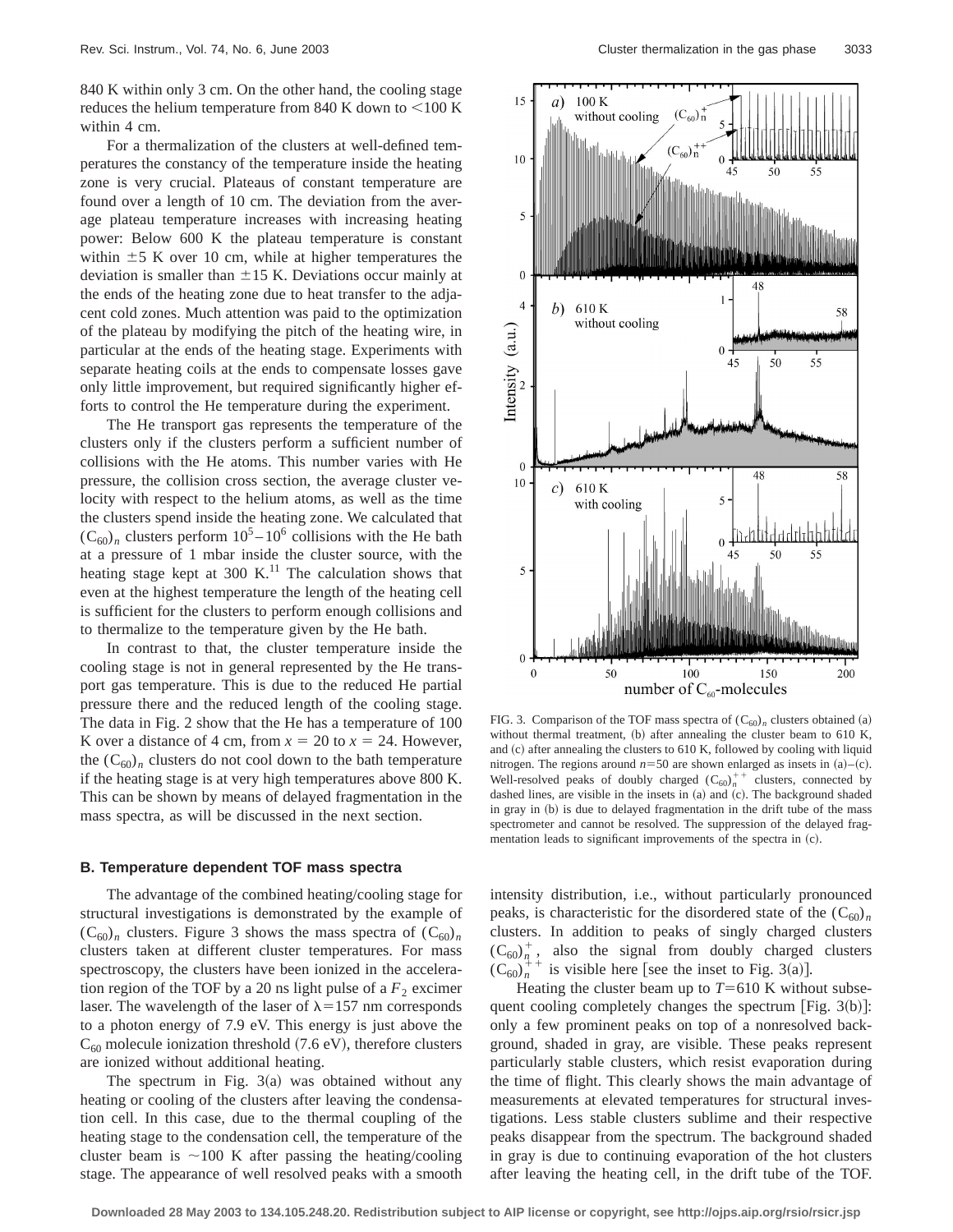840 K within only 3 cm. On the other hand, the cooling stage reduces the helium temperature from 840 K down to <100 K within 4 cm.

For a thermalization of the clusters at well-defined temperatures the constancy of the temperature inside the heating zone is very crucial. Plateaus of constant temperature are found over a length of 10 cm. The deviation from the average plateau temperature increases with increasing heating power: Below 600 K the plateau temperature is constant within ±5 K over 10 cm, while at higher temperatures the deviation is smaller than ±15 K. Deviations occur mainly at the ends of the heating zone due to heat transfer to the adjacent cold zones. Much attention was paid to the optimization of the plateau by modifying the pitch of the heating wire, in particular at the ends of the heating stage. Experiments with separate heating coils at the ends to compensate losses gave only little improvement, but required significantly higher efforts to control the He temperature during the experiment.

The He transport gas represents the temperature of the clusters only if the clusters perform a sufficient number of collisions with the He atoms. This number varies with He pressure, the collision cross section, the average cluster velocity with respect to the helium atoms, as well as the time the clusters spend inside the heating zone. We calculated that $(C_{60})_n$ clusters perform $10^5$–$10^6$ collisions with the He bath at a pressure of 1 mbar inside the cluster source, with the heating stage kept at 300 K.[11] The calculation shows that even at the highest temperature the length of the heating cell is sufficient for the clusters to perform enough collisions and to thermalize to the temperature given by the He bath.

In contrast to that, the cluster temperature inside the cooling stage is not in general represented by the He transport gas temperature. This is due to the reduced He partial pressure there and the reduced length of the cooling stage. The data in Fig. 2 show that the He has a temperature of 100 K over a distance of 4 cm, from $x = 20$ to $x = 24$. However, the $(C_{60})_n$ clusters do not cool down to the bath temperature if the heating stage is at very high temperatures above 800 K. This can be shown by means of delayed fragmentation in the mass spectra, as will be discussed in the next section.

### B. Temperature dependent TOF mass spectra

The advantage of the combined heating/cooling stage for structural investigations is demonstrated by the example of $(C_{60})_n$ clusters. Figure 3 shows the mass spectra of $(C_{60})_n$ clusters taken at different cluster temperatures. For mass spectroscopy, the clusters have been ionized in the acceleration region of the TOF by a 20 ns light pulse of a $F_2$ excimer laser. The wavelength of the laser of $\lambda = 157$ nm corresponds to a photon energy of 7.9 eV. This energy is just above the $C_{60}$ molecule ionization threshold (7.6 eV), therefore clusters are ionized without additional heating.

The spectrum in Fig. 3(a) was obtained without any heating or cooling of the clusters after leaving the condensation cell. In this case, due to the thermal coupling of the heating stage to the condensation cell, the temperature of the cluster beam is ~100 K after passing the heating/cooling stage. The appearance of well resolved peaks with a smooth intensity distribution, i.e., without particularly pronounced peaks, is characteristic for the disordered state of the $(C_{60})_n$ clusters. In addition to peaks of singly charged clusters $(C_{60})_n^+$, also the signal from doubly charged clusters $(C_{60})_n^{++}$ is visible here [see the inset to Fig. 3(a)].

Heating the cluster beam up to $T = 610$ K without subsequent cooling completely changes the spectrum [Fig. 3(b)]: only a few prominent peaks on top of a nonresolved background, shaded in gray, are visible. These peaks represent particularly stable clusters, which resist evaporation during the time of flight. This clearly shows the main advantage of measurements at elevated temperatures for structural investigations. Less stable clusters sublime and their respective peaks disappear from the spectrum. The background shaded in gray is due to continuing evaporation of the hot clusters after leaving the heating cell, in the drift tube of the TOF.

FIG. 3. Comparison of the TOF mass spectra of $(C_{60})_n$ clusters obtained (a) without thermal treatment, (b) after annealing the cluster beam to 610 K, and (c) after annealing the clusters to 610 K, followed by cooling with liquid nitrogen. The regions around $n = 50$ are shown enlarged as insets in (a)–(c). Well-resolved peaks of doubly charged $(C_{60})_n^{++}$ clusters, connected by dashed lines, are visible in the insets in (a) and (c). The background shaded in gray in (b) is due to delayed fragmentation in the drift tube of the mass spectrometer and cannot be resolved. The suppression of the delayed fragmentation leads to significant improvements of the spectra in (c).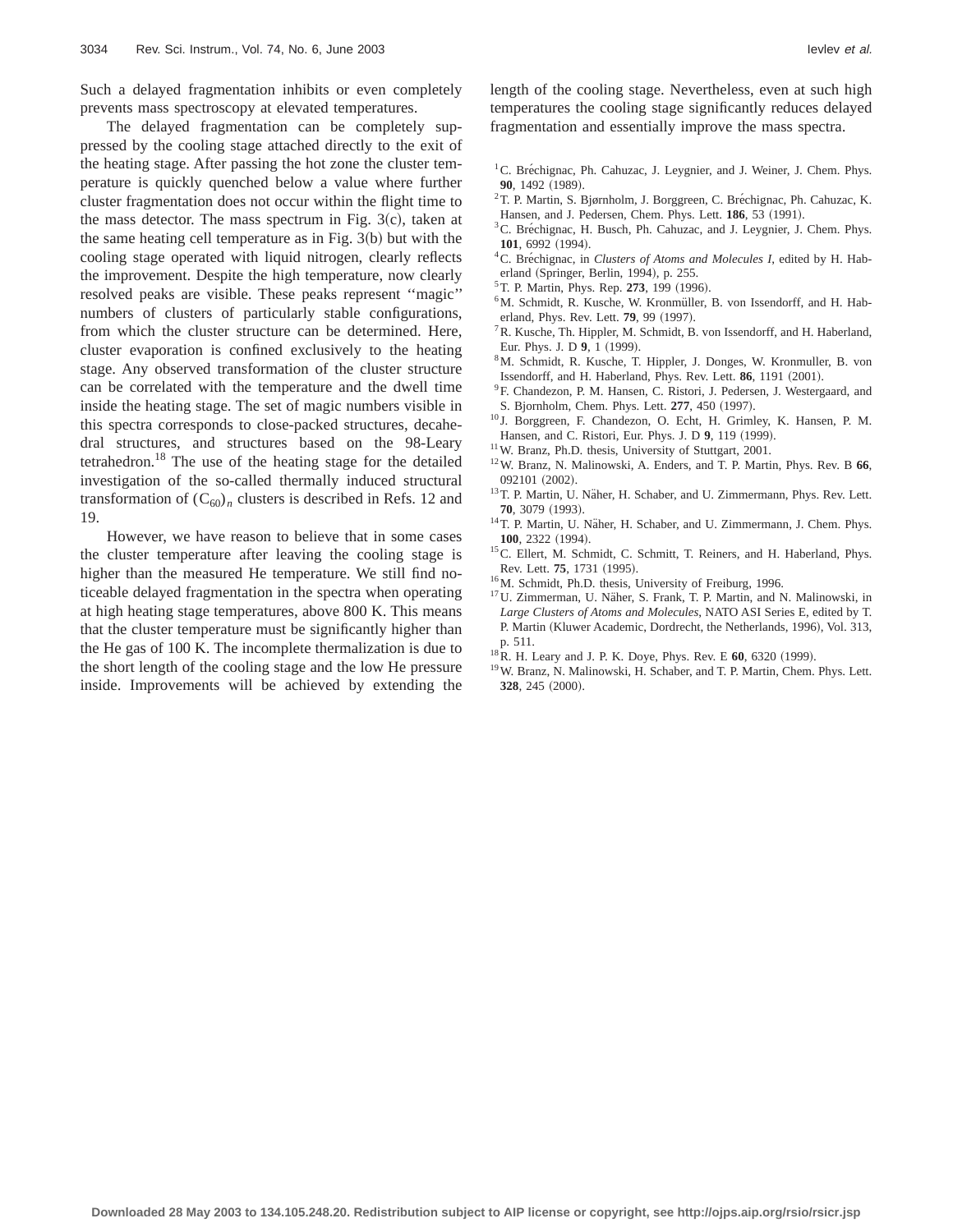Such a delayed fragmentation inhibits or even completely prevents mass spectroscopy at elevated temperatures.

The delayed fragmentation can be completely suppressed by the cooling stage attached directly to the exit of the heating stage. After passing the hot zone the cluster temperature is quickly quenched below a value where further cluster fragmentation does not occur within the flight time to the mass detector. The mass spectrum in Fig. 3(c), taken at the same heating cell temperature as in Fig. 3(b) but with the cooling stage operated with liquid nitrogen, clearly reflects the improvement. Despite the high temperature, now clearly resolved peaks are visible. These peaks represent ''magic'' numbers of clusters of particularly stable configurations, from which the cluster structure can be determined. Here, cluster evaporation is confined exclusively to the heating stage. Any observed transformation of the cluster structure can be correlated with the temperature and the dwell time inside the heating stage. The set of magic numbers visible in this spectra corresponds to close-packed structures, decahedral structures, and structures based on the 98-Leary tetrahedron.[18] The use of the heating stage for the detailed investigation of the so-called thermally induced structural transformation of $(C_{60})_n$ clusters is described in Refs. 12 and 19.

However, we have reason to believe that in some cases the cluster temperature after leaving the cooling stage is higher than the measured He temperature. We still find noticeable delayed fragmentation in the spectra when operating at high heating stage temperatures, above 800 K. This means that the cluster temperature must be significantly higher than the He gas of 100 K. The incomplete thermalization is due to the short length of the cooling stage and the low He pressure inside. Improvements will be achieved by extending the length of the cooling stage. Nevertheless, even at such high temperatures the cooling stage significantly reduces delayed fragmentation and essentially improve the mass spectra.

[1] C. Bréchignac, Ph. Cahuzac, J. Leygnier, and J. Weiner, J. Chem. Phys. **90**, 1492 (1989).
[2] T. P. Martin, S. Bjørnholm, J. Borggreen, C. Bréchignac, Ph. Cahuzac, K. Hansen, and J. Pedersen, Chem. Phys. Lett. **186**, 53 (1991).
[3] C. Bréchignac, H. Busch, Ph. Cahuzac, and J. Leygnier, J. Chem. Phys. **101**, 6992 (1994).
[4] C. Bréchignac, in *Clusters of Atoms and Molecules I*, edited by H. Haberland (Springer, Berlin, 1994), p. 255.
[5] T. P. Martin, Phys. Rep. **273**, 199 (1996).
[6] M. Schmidt, R. Kusche, W. Kronmüller, B. von Issendorff, and H. Haberland, Phys. Rev. Lett. **79**, 99 (1997).
[7] R. Kusche, Th. Hippler, M. Schmidt, B. von Issendorff, and H. Haberland, Eur. Phys. J. D **9**, 1 (1999).
[8] M. Schmidt, R. Kusche, T. Hippler, J. Donges, W. Kronmuller, B. von Issendorff, and H. Haberland, Phys. Rev. Lett. **86**, 1191 (2001).
[9] F. Chandezon, P. M. Hansen, C. Ristori, J. Pedersen, J. Westergaard, and S. Bjornholm, Chem. Phys. Lett. **277**, 450 (1997).
[10] J. Borggreen, F. Chandezon, O. Echt, H. Grimley, K. Hansen, P. M. Hansen, and C. Ristori, Eur. Phys. J. D **9**, 119 (1999).
[11] W. Branz, Ph.D. thesis, University of Stuttgart, 2001.
[12] W. Branz, N. Malinowski, A. Enders, and T. P. Martin, Phys. Rev. B **66**, 092101 (2002).
[13] T. P. Martin, U. Näher, H. Schaber, and U. Zimmermann, Phys. Rev. Lett. **70**, 3079 (1993).
[14] T. P. Martin, U. Näher, H. Schaber, and U. Zimmermann, J. Chem. Phys. **100**, 2322 (1994).
[15] C. Ellert, M. Schmidt, C. Schmitt, T. Reiners, and H. Haberland, Phys. Rev. Lett. **75**, 1731 (1995).
[16] M. Schmidt, Ph.D. thesis, University of Freiburg, 1996.
[17] U. Zimmerman, U. Näher, S. Frank, T. P. Martin, and N. Malinowski, in *Large Clusters of Atoms and Molecules*, NATO ASI Series E, edited by T. P. Martin (Kluwer Academic, Dordrecht, the Netherlands, 1996), Vol. 313, p. 511.
[18] R. H. Leary and J. P. K. Doye, Phys. Rev. E **60**, 6320 (1999).
[19] W. Branz, N. Malinowski, H. Schaber, and T. P. Martin, Chem. Phys. Lett. **328**, 245 (2000).